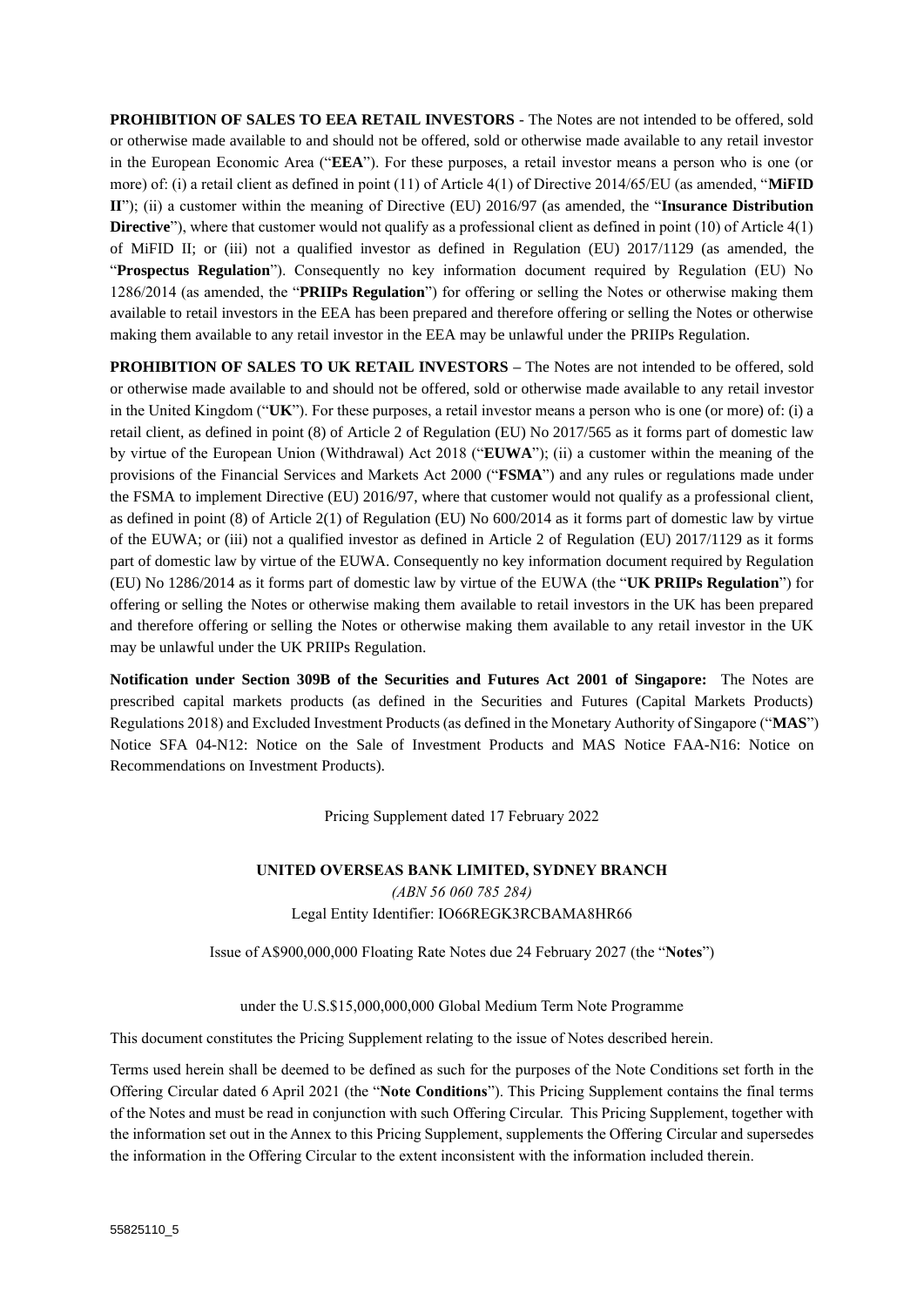**PROHIBITION OF SALES TO EEA RETAIL INVESTORS** - The Notes are not intended to be offered, sold or otherwise made available to and should not be offered, sold or otherwise made available to any retail investor in the European Economic Area ("**EEA**"). For these purposes, a retail investor means a person who is one (or more) of: (i) a retail client as defined in point (11) of Article 4(1) of Directive 2014/65/EU (as amended, "**MiFID II**"); (ii) a customer within the meaning of Directive (EU) 2016/97 (as amended, the "**Insurance Distribution Directive**"), where that customer would not qualify as a professional client as defined in point (10) of Article 4(1) of MiFID II; or (iii) not a qualified investor as defined in Regulation (EU) 2017/1129 (as amended, the "**Prospectus Regulation**"). Consequently no key information document required by Regulation (EU) No 1286/2014 (as amended, the "**PRIIPs Regulation**") for offering or selling the Notes or otherwise making them available to retail investors in the EEA has been prepared and therefore offering or selling the Notes or otherwise making them available to any retail investor in the EEA may be unlawful under the PRIIPs Regulation.

**PROHIBITION OF SALES TO UK RETAIL INVESTORS** – The Notes are not intended to be offered, sold or otherwise made available to and should not be offered, sold or otherwise made available to any retail investor in the United Kingdom ("**UK**"). For these purposes, a retail investor means a person who is one (or more) of: (i) a retail client, as defined in point (8) of Article 2 of Regulation (EU) No 2017/565 as it forms part of domestic law by virtue of the European Union (Withdrawal) Act 2018 ("**EUWA**"); (ii) a customer within the meaning of the provisions of the Financial Services and Markets Act 2000 ("**FSMA**") and any rules or regulations made under the FSMA to implement Directive (EU) 2016/97, where that customer would not qualify as a professional client, as defined in point (8) of Article 2(1) of Regulation (EU) No 600/2014 as it forms part of domestic law by virtue of the EUWA; or (iii) not a qualified investor as defined in Article 2 of Regulation (EU) 2017/1129 as it forms part of domestic law by virtue of the EUWA. Consequently no key information document required by Regulation (EU) No 1286/2014 as it forms part of domestic law by virtue of the EUWA (the "**UK PRIIPs Regulation**") for offering or selling the Notes or otherwise making them available to retail investors in the UK has been prepared and therefore offering or selling the Notes or otherwise making them available to any retail investor in the UK may be unlawful under the UK PRIIPs Regulation.

**Notification under Section 309B of the Securities and Futures Act 2001 of Singapore:** The Notes are prescribed capital markets products (as defined in the Securities and Futures (Capital Markets Products) Regulations 2018) and Excluded Investment Products (as defined in the Monetary Authority of Singapore ("**MAS**") Notice SFA 04-N12: Notice on the Sale of Investment Products and MAS Notice FAA-N16: Notice on Recommendations on Investment Products).

Pricing Supplement dated 17 February 2022

**UNITED OVERSEAS BANK LIMITED, SYDNEY BRANCH**

*(ABN 56 060 785 284)*

Legal Entity Identifier: IO66REGK3RCBAMA8HR66

Issue of A$900,000,000 Floating Rate Notes due 24 February 2027 (the "**Notes**")

under the U.S.$15,000,000,000 Global Medium Term Note Programme

This document constitutes the Pricing Supplement relating to the issue of Notes described herein.

Terms used herein shall be deemed to be defined as such for the purposes of the Note Conditions set forth in the Offering Circular dated 6 April 2021 (the "**Note Conditions**"). This Pricing Supplement contains the final terms of the Notes and must be read in conjunction with such Offering Circular. This Pricing Supplement, together with the information set out in the Annex to this Pricing Supplement, supplements the Offering Circular and supersedes the information in the Offering Circular to the extent inconsistent with the information included therein.

55825110_5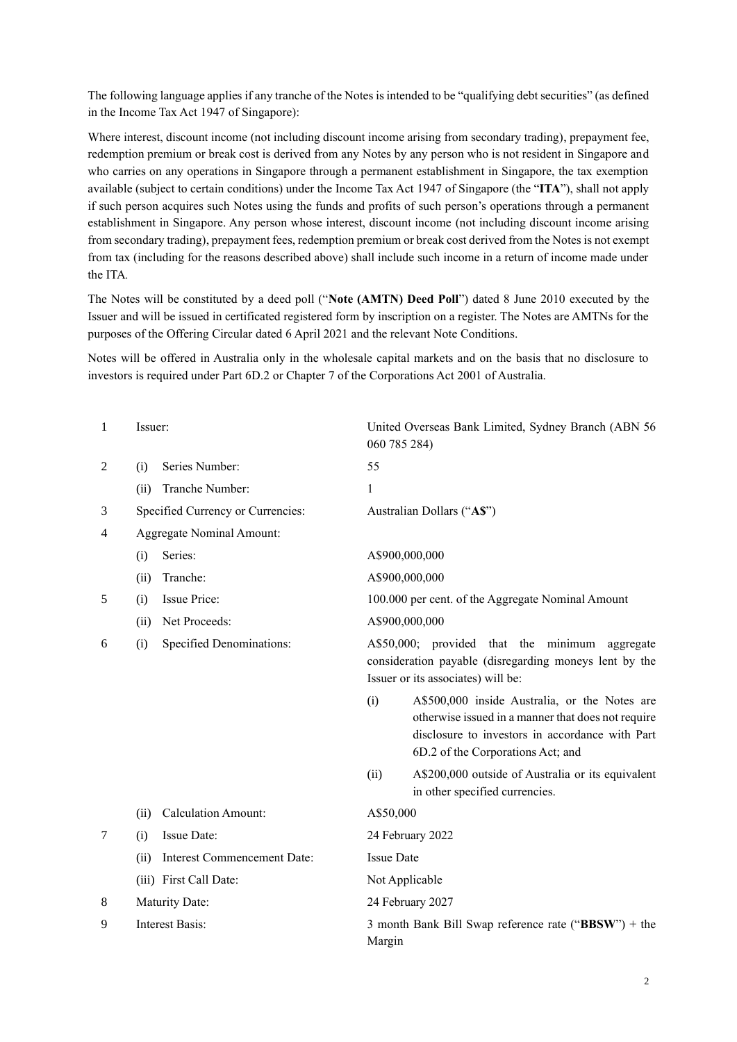The following language applies if any tranche of the Notes is intended to be "qualifying debt securities" (as defined in the Income Tax Act 1947 of Singapore):

Where interest, discount income (not including discount income arising from secondary trading), prepayment fee, redemption premium or break cost is derived from any Notes by any person who is not resident in Singapore and who carries on any operations in Singapore through a permanent establishment in Singapore, the tax exemption available (subject to certain conditions) under the Income Tax Act 1947 of Singapore (the "**ITA**"), shall not apply if such person acquires such Notes using the funds and profits of such person's operations through a permanent establishment in Singapore. Any person whose interest, discount income (not including discount income arising from secondary trading), prepayment fees, redemption premium or break cost derived from the Notes is not exempt from tax (including for the reasons described above) shall include such income in a return of income made under the ITA.

The Notes will be constituted by a deed poll ("**Note (AMTN) Deed Poll**") dated 8 June 2010 executed by the Issuer and will be issued in certificated registered form by inscription on a register. The Notes are AMTNs for the purposes of the Offering Circular dated 6 April 2021 and the relevant Note Conditions.

Notes will be offered in Australia only in the wholesale capital markets and on the basis that no disclosure to investors is required under Part 6D.2 or Chapter 7 of the Corporations Act 2001 of Australia.

| | | |
|---|---|---|
| 1 | Issuer: | United Overseas Bank Limited, Sydney Branch (ABN 56 060 785 284) |
| 2 | (i) Series Number: | 55 |
| | (ii) Tranche Number: | 1 |
| 3 | Specified Currency or Currencies: | Australian Dollars ("**A$**") |
| 4 | Aggregate Nominal Amount: | |
| | (i) Series: | A$900,000,000 |
| | (ii) Tranche: | A$900,000,000 |
| 5 | (i) Issue Price: | 100.000 per cent. of the Aggregate Nominal Amount |
| | (ii) Net Proceeds: | A$900,000,000 |
| 6 | (i) Specified Denominations: | A$50,000; provided that the minimum aggregate consideration payable (disregarding moneys lent by the Issuer or its associates) will be:<br>(i) A$500,000 inside Australia, or the Notes are otherwise issued in a manner that does not require disclosure to investors in accordance with Part 6D.2 of the Corporations Act; and<br>(ii) A$200,000 outside of Australia or its equivalent in other specified currencies. |
| | (ii) Calculation Amount: | A$50,000 |
| 7 | (i) Issue Date: | 24 February 2022 |
| | (ii) Interest Commencement Date: | Issue Date |
| | (iii) First Call Date: | Not Applicable |
| 8 | Maturity Date: | 24 February 2027 |
| 9 | Interest Basis: | 3 month Bank Bill Swap reference rate ("**BBSW**") + the Margin |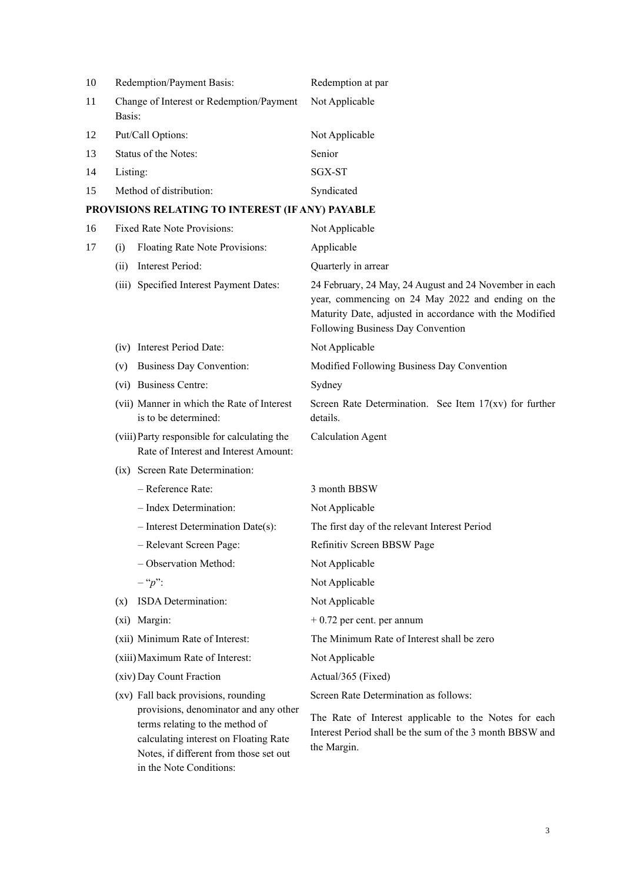| | | |
|---|---|---|
| 10 | Redemption/Payment Basis: | Redemption at par |
| 11 | Change of Interest or Redemption/Payment Basis: | Not Applicable |
| 12 | Put/Call Options: | Not Applicable |
| 13 | Status of the Notes: | Senior |
| 14 | Listing: | SGX-ST |
| 15 | Method of distribution: | Syndicated |

**PROVISIONS RELATING TO INTEREST (IF ANY) PAYABLE**

| | | |
|---|---|---|
| 16 | Fixed Rate Note Provisions: | Not Applicable |
| 17 | (i) Floating Rate Note Provisions: | Applicable |
| | (ii) Interest Period: | Quarterly in arrear |
| | (iii) Specified Interest Payment Dates: | 24 February, 24 May, 24 August and 24 November in each year, commencing on 24 May 2022 and ending on the Maturity Date, adjusted in accordance with the Modified Following Business Day Convention |
| | (iv) Interest Period Date: | Not Applicable |
| | (v) Business Day Convention: | Modified Following Business Day Convention |
| | (vi) Business Centre: | Sydney |
| | (vii) Manner in which the Rate of Interest is to be determined: | Screen Rate Determination. See Item 17(xv) for further details. |
| | (viii) Party responsible for calculating the Rate of Interest and Interest Amount: | Calculation Agent |
| | (ix) Screen Rate Determination: | |
| | – Reference Rate: | 3 month BBSW |
| | – Index Determination: | Not Applicable |
| | – Interest Determination Date(s): | The first day of the relevant Interest Period |
| | – Relevant Screen Page: | Refinitiv Screen BBSW Page |
| | – Observation Method: | Not Applicable |
| | – "*p*": | Not Applicable |
| | (x) ISDA Determination: | Not Applicable |
| | (xi) Margin: | + 0.72 per cent. per annum |
| | (xii) Minimum Rate of Interest: | The Minimum Rate of Interest shall be zero |
| | (xiii) Maximum Rate of Interest: | Not Applicable |
| | (xiv) Day Count Fraction | Actual/365 (Fixed) |
| | (xv) Fall back provisions, rounding provisions, denominator and any other terms relating to the method of calculating interest on Floating Rate Notes, if different from those set out in the Note Conditions: | Screen Rate Determination as follows:<br><br>The Rate of Interest applicable to the Notes for each Interest Period shall be the sum of the 3 month BBSW and the Margin. |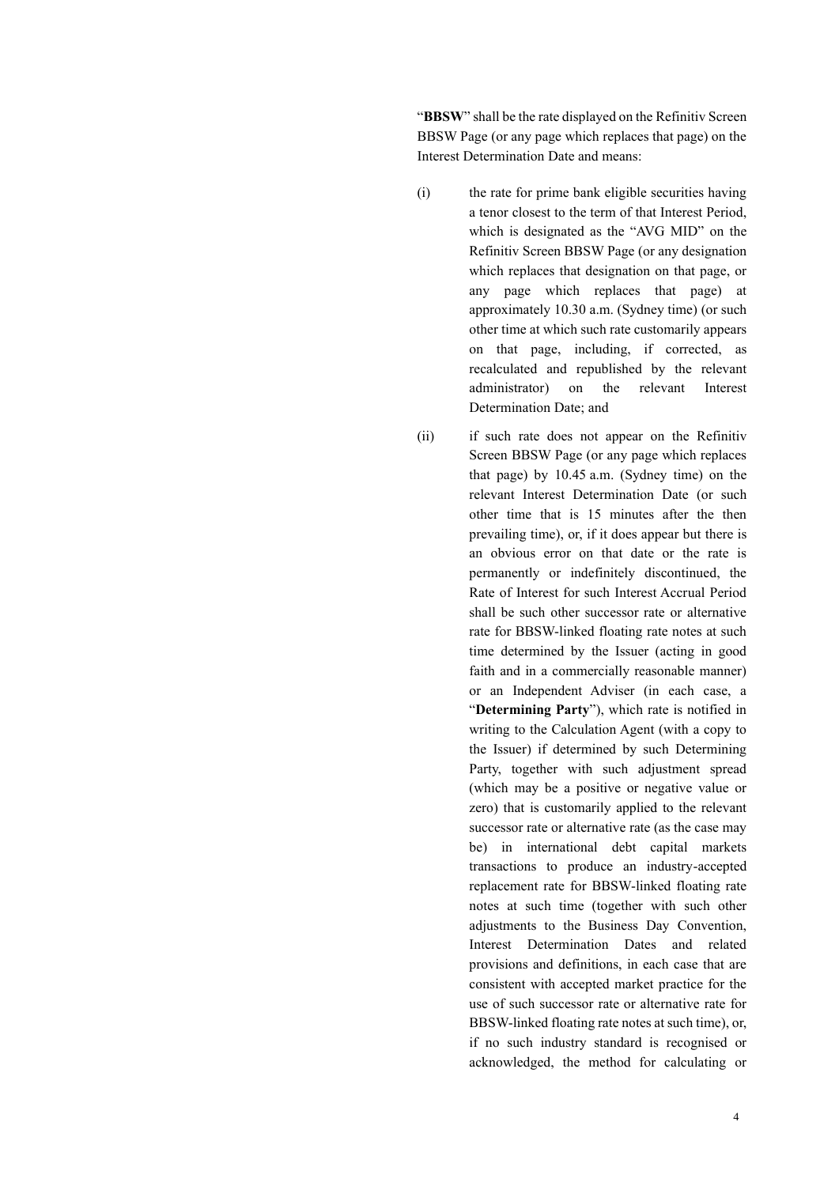"**BBSW**" shall be the rate displayed on the Refinitiv Screen BBSW Page (or any page which replaces that page) on the Interest Determination Date and means:

(i) the rate for prime bank eligible securities having a tenor closest to the term of that Interest Period, which is designated as the "AVG MID" on the Refinitiv Screen BBSW Page (or any designation which replaces that designation on that page, or any page which replaces that page) at approximately 10.30 a.m. (Sydney time) (or such other time at which such rate customarily appears on that page, including, if corrected, as recalculated and republished by the relevant administrator) on the relevant Interest Determination Date; and

(ii) if such rate does not appear on the Refinitiv Screen BBSW Page (or any page which replaces that page) by 10.45 a.m. (Sydney time) on the relevant Interest Determination Date (or such other time that is 15 minutes after the then prevailing time), or, if it does appear but there is an obvious error on that date or the rate is permanently or indefinitely discontinued, the Rate of Interest for such Interest Accrual Period shall be such other successor rate or alternative rate for BBSW-linked floating rate notes at such time determined by the Issuer (acting in good faith and in a commercially reasonable manner) or an Independent Adviser (in each case, a "**Determining Party**"), which rate is notified in writing to the Calculation Agent (with a copy to the Issuer) if determined by such Determining Party, together with such adjustment spread (which may be a positive or negative value or zero) that is customarily applied to the relevant successor rate or alternative rate (as the case may be) in international debt capital markets transactions to produce an industry-accepted replacement rate for BBSW-linked floating rate notes at such time (together with such other adjustments to the Business Day Convention, Interest Determination Dates and related provisions and definitions, in each case that are consistent with accepted market practice for the use of such successor rate or alternative rate for BBSW-linked floating rate notes at such time), or, if no such industry standard is recognised or acknowledged, the method for calculating or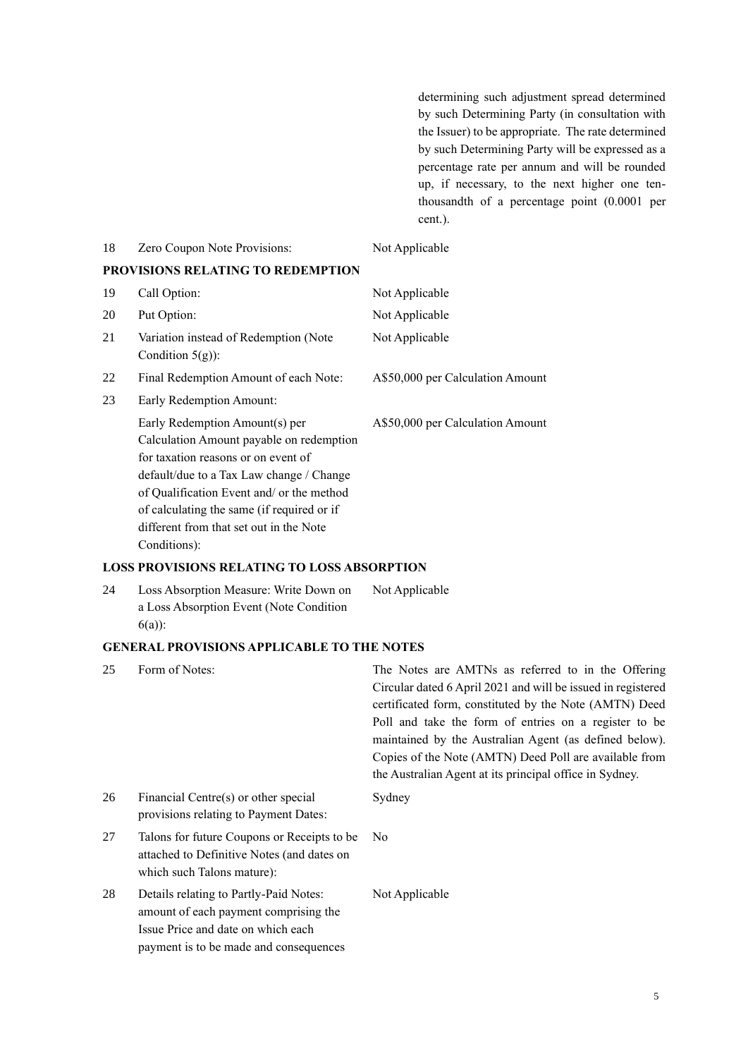determining such adjustment spread determined by such Determining Party (in consultation with the Issuer) to be appropriate. The rate determined by such Determining Party will be expressed as a percentage rate per annum and will be rounded up, if necessary, to the next higher one ten-thousandth of a percentage point (0.0001 per cent.).

| | | |
|---|---|---|
| 18 | Zero Coupon Note Provisions: | Not Applicable |

**PROVISIONS RELATING TO REDEMPTION**

| | | |
|---|---|---|
| 19 | Call Option: | Not Applicable |
| 20 | Put Option: | Not Applicable |
| 21 | Variation instead of Redemption (Note Condition 5(g)): | Not Applicable |
| 22 | Final Redemption Amount of each Note: | A$50,000 per Calculation Amount |
| 23 | Early Redemption Amount: | |
| | Early Redemption Amount(s) per Calculation Amount payable on redemption for taxation reasons or on event of default/due to a Tax Law change / Change of Qualification Event and/ or the method of calculating the same (if required or if different from that set out in the Note Conditions): | A$50,000 per Calculation Amount |

**LOSS PROVISIONS RELATING TO LOSS ABSORPTION**

| | | |
|---|---|---|
| 24 | Loss Absorption Measure: Write Down on a Loss Absorption Event (Note Condition 6(a)): | Not Applicable |

**GENERAL PROVISIONS APPLICABLE TO THE NOTES**

| | | |
|---|---|---|
| 25 | Form of Notes: | The Notes are AMTNs as referred to in the Offering Circular dated 6 April 2021 and will be issued in registered certificated form, constituted by the Note (AMTN) Deed Poll and take the form of entries on a register to be maintained by the Australian Agent (as defined below). Copies of the Note (AMTN) Deed Poll are available from the Australian Agent at its principal office in Sydney. |
| 26 | Financial Centre(s) or other special provisions relating to Payment Dates: | Sydney |
| 27 | Talons for future Coupons or Receipts to be attached to Definitive Notes (and dates on which such Talons mature): | No |
| 28 | Details relating to Partly-Paid Notes: amount of each payment comprising the Issue Price and date on which each payment is to be made and consequences | Not Applicable |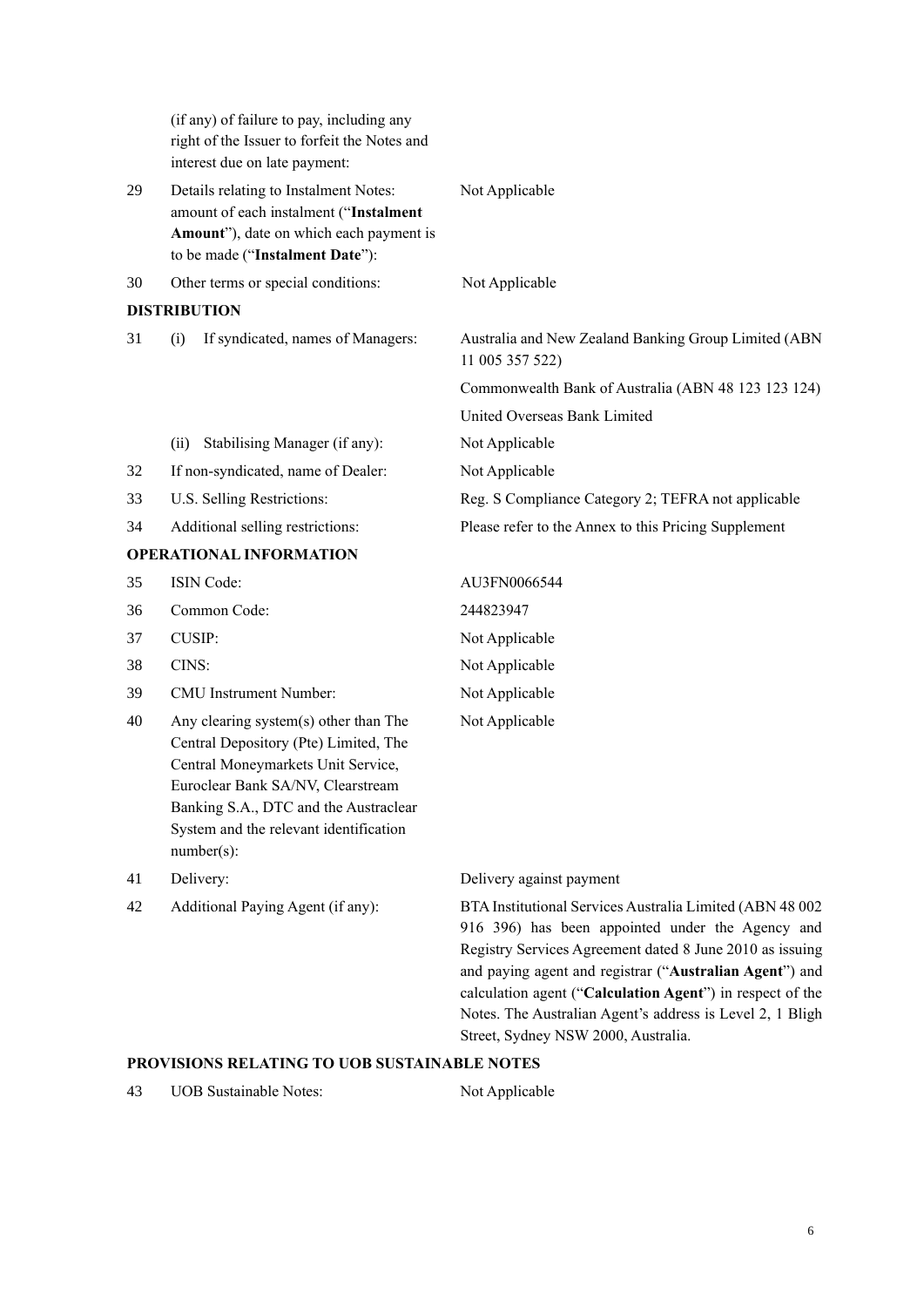| | | |
|---|---|---|
| | (if any) of failure to pay, including any right of the Issuer to forfeit the Notes and interest due on late payment: | |
| 29 | Details relating to Instalment Notes: amount of each instalment ("**Instalment Amount**"), date on which each payment is to be made ("**Instalment Date**"): | Not Applicable |
| 30 | Other terms or special conditions: | Not Applicable |

**DISTRIBUTION**

| | | |
|---|---|---|
| 31 | (i) If syndicated, names of Managers: | Australia and New Zealand Banking Group Limited (ABN 11 005 357 522)<br>Commonwealth Bank of Australia (ABN 48 123 123 124)<br>United Overseas Bank Limited |
| | (ii) Stabilising Manager (if any): | Not Applicable |
| 32 | If non-syndicated, name of Dealer: | Not Applicable |
| 33 | U.S. Selling Restrictions: | Reg. S Compliance Category 2; TEFRA not applicable |
| 34 | Additional selling restrictions: | Please refer to the Annex to this Pricing Supplement |

**OPERATIONAL INFORMATION**

| | | |
|---|---|---|
| 35 | ISIN Code: | AU3FN0066544 |
| 36 | Common Code: | 244823947 |
| 37 | CUSIP: | Not Applicable |
| 38 | CINS: | Not Applicable |
| 39 | CMU Instrument Number: | Not Applicable |
| 40 | Any clearing system(s) other than The Central Depository (Pte) Limited, The Central Moneymarkets Unit Service, Euroclear Bank SA/NV, Clearstream Banking S.A., DTC and the Austraclear System and the relevant identification number(s): | Not Applicable |
| 41 | Delivery: | Delivery against payment |
| 42 | Additional Paying Agent (if any): | BTA Institutional Services Australia Limited (ABN 48 002 916 396) has been appointed under the Agency and Registry Services Agreement dated 8 June 2010 as issuing and paying agent and registrar ("**Australian Agent**") and calculation agent ("**Calculation Agent**") in respect of the Notes. The Australian Agent's address is Level 2, 1 Bligh Street, Sydney NSW 2000, Australia. |

**PROVISIONS RELATING TO UOB SUSTAINABLE NOTES**

| | | |
|---|---|---|
| 43 | UOB Sustainable Notes: | Not Applicable |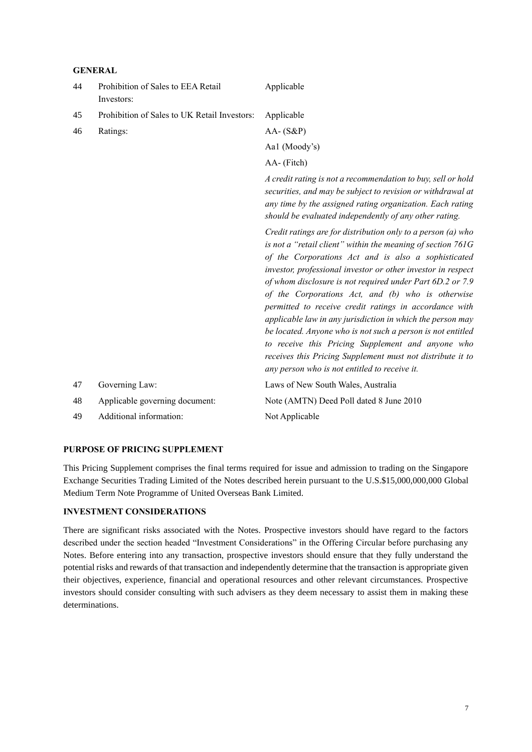**GENERAL**

| | | |
|---|---|---|
| 44 | Prohibition of Sales to EEA Retail Investors: | Applicable |
| 45 | Prohibition of Sales to UK Retail Investors: | Applicable |
| 46 | Ratings: | AA- (S&P)<br>Aa1 (Moody's)<br>AA- (Fitch)<br>*A credit rating is not a recommendation to buy, sell or hold securities, and may be subject to revision or withdrawal at any time by the assigned rating organization. Each rating should be evaluated independently of any other rating.*<br>*Credit ratings are for distribution only to a person (a) who is not a "retail client" within the meaning of section 761G of the Corporations Act and is also a sophisticated investor, professional investor or other investor in respect of whom disclosure is not required under Part 6D.2 or 7.9 of the Corporations Act, and (b) who is otherwise permitted to receive credit ratings in accordance with applicable law in any jurisdiction in which the person may be located. Anyone who is not such a person is not entitled to receive this Pricing Supplement and anyone who receives this Pricing Supplement must not distribute it to any person who is not entitled to receive it.* |
| 47 | Governing Law: | Laws of New South Wales, Australia |
| 48 | Applicable governing document: | Note (AMTN) Deed Poll dated 8 June 2010 |
| 49 | Additional information: | Not Applicable |

**PURPOSE OF PRICING SUPPLEMENT**

This Pricing Supplement comprises the final terms required for issue and admission to trading on the Singapore Exchange Securities Trading Limited of the Notes described herein pursuant to the U.S.$15,000,000,000 Global Medium Term Note Programme of United Overseas Bank Limited.

**INVESTMENT CONSIDERATIONS**

There are significant risks associated with the Notes. Prospective investors should have regard to the factors described under the section headed "Investment Considerations" in the Offering Circular before purchasing any Notes. Before entering into any transaction, prospective investors should ensure that they fully understand the potential risks and rewards of that transaction and independently determine that the transaction is appropriate given their objectives, experience, financial and operational resources and other relevant circumstances. Prospective investors should consider consulting with such advisers as they deem necessary to assist them in making these determinations.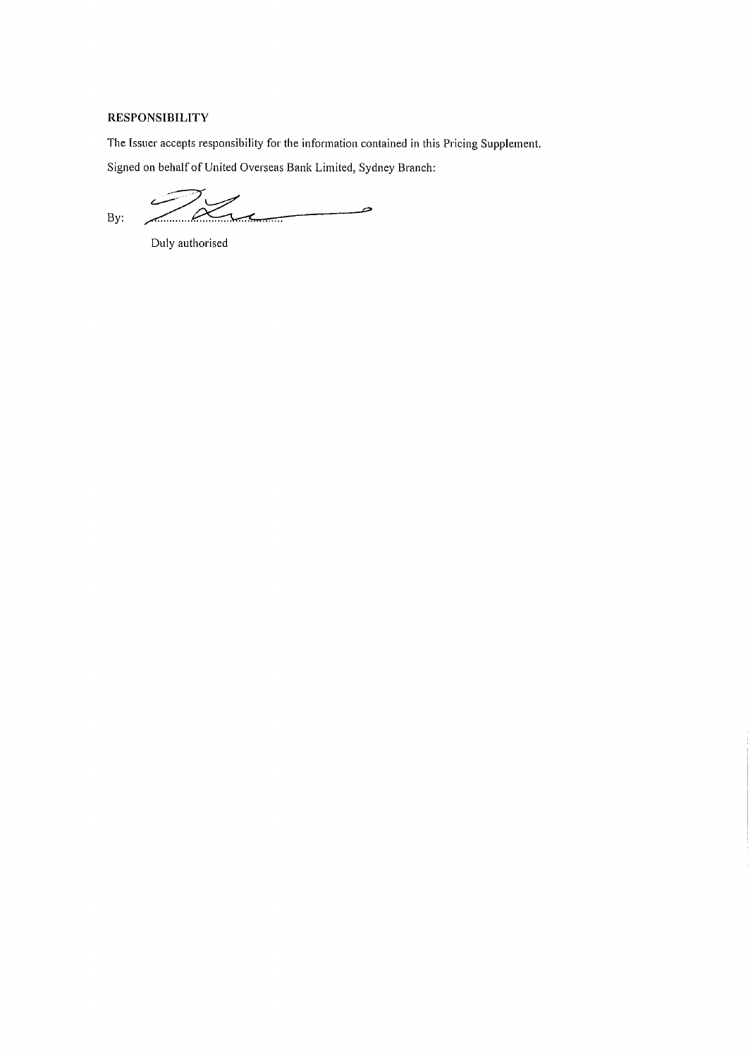**RESPONSIBILITY**

The Issuer accepts responsibility for the information contained in this Pricing Supplement.

Signed on behalf of United Overseas Bank Limited, Sydney Branch:

By: .......................................

Duly authorised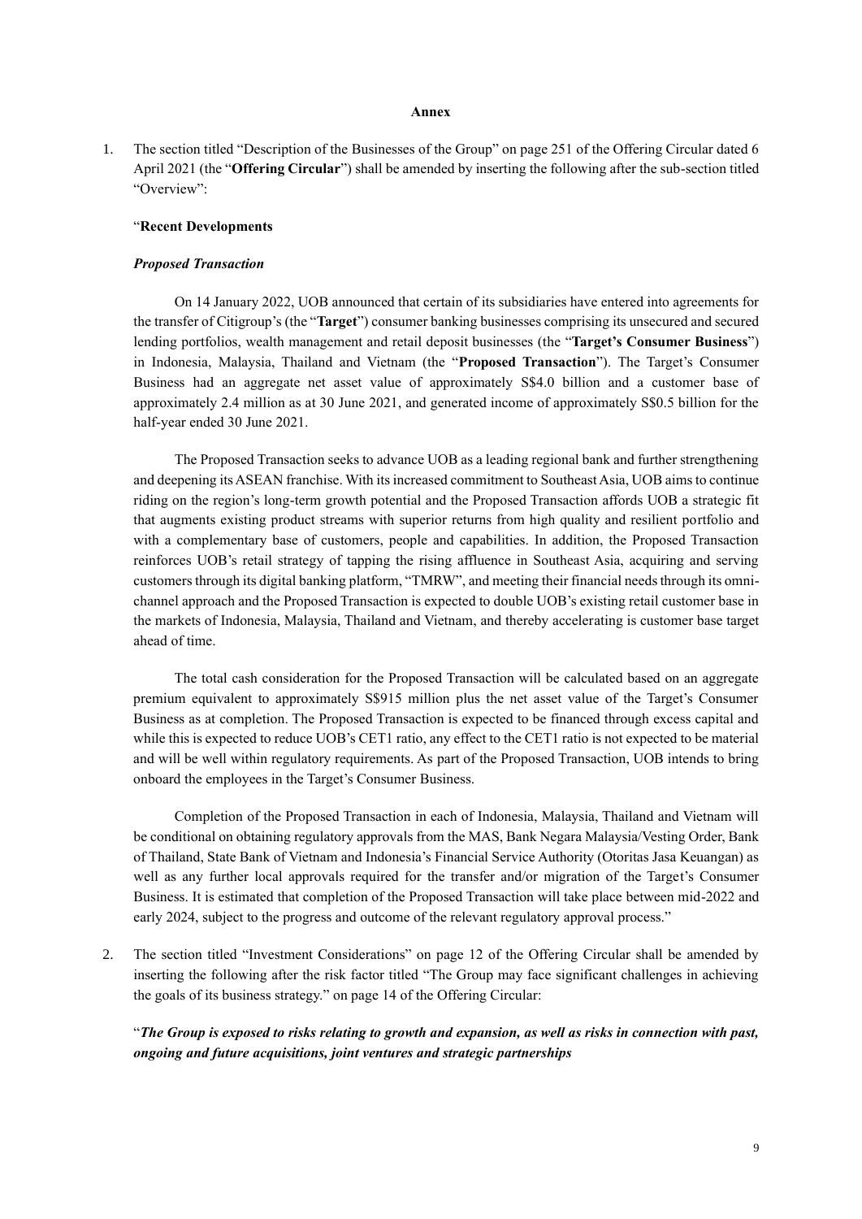**Annex**

1. The section titled "Description of the Businesses of the Group" on page 251 of the Offering Circular dated 6 April 2021 (the "**Offering Circular**") shall be amended by inserting the following after the sub-section titled "Overview":

"**Recent Developments**

***Proposed Transaction***

On 14 January 2022, UOB announced that certain of its subsidiaries have entered into agreements for the transfer of Citigroup's (the "**Target**") consumer banking businesses comprising its unsecured and secured lending portfolios, wealth management and retail deposit businesses (the "**Target's Consumer Business**") in Indonesia, Malaysia, Thailand and Vietnam (the "**Proposed Transaction**"). The Target's Consumer Business had an aggregate net asset value of approximately S$4.0 billion and a customer base of approximately 2.4 million as at 30 June 2021, and generated income of approximately S$0.5 billion for the half-year ended 30 June 2021.

The Proposed Transaction seeks to advance UOB as a leading regional bank and further strengthening and deepening its ASEAN franchise. With its increased commitment to Southeast Asia, UOB aims to continue riding on the region's long-term growth potential and the Proposed Transaction affords UOB a strategic fit that augments existing product streams with superior returns from high quality and resilient portfolio and with a complementary base of customers, people and capabilities. In addition, the Proposed Transaction reinforces UOB's retail strategy of tapping the rising affluence in Southeast Asia, acquiring and serving customers through its digital banking platform, "TMRW", and meeting their financial needs through its omni-channel approach and the Proposed Transaction is expected to double UOB's existing retail customer base in the markets of Indonesia, Malaysia, Thailand and Vietnam, and thereby accelerating is customer base target ahead of time.

The total cash consideration for the Proposed Transaction will be calculated based on an aggregate premium equivalent to approximately S$915 million plus the net asset value of the Target's Consumer Business as at completion. The Proposed Transaction is expected to be financed through excess capital and while this is expected to reduce UOB's CET1 ratio, any effect to the CET1 ratio is not expected to be material and will be well within regulatory requirements. As part of the Proposed Transaction, UOB intends to bring onboard the employees in the Target's Consumer Business.

Completion of the Proposed Transaction in each of Indonesia, Malaysia, Thailand and Vietnam will be conditional on obtaining regulatory approvals from the MAS, Bank Negara Malaysia/Vesting Order, Bank of Thailand, State Bank of Vietnam and Indonesia's Financial Service Authority (Otoritas Jasa Keuangan) as well as any further local approvals required for the transfer and/or migration of the Target's Consumer Business. It is estimated that completion of the Proposed Transaction will take place between mid-2022 and early 2024, subject to the progress and outcome of the relevant regulatory approval process."

2. The section titled "Investment Considerations" on page 12 of the Offering Circular shall be amended by inserting the following after the risk factor titled "The Group may face significant challenges in achieving the goals of its business strategy." on page 14 of the Offering Circular:

"***The Group is exposed to risks relating to growth and expansion, as well as risks in connection with past, ongoing and future acquisitions, joint ventures and strategic partnerships***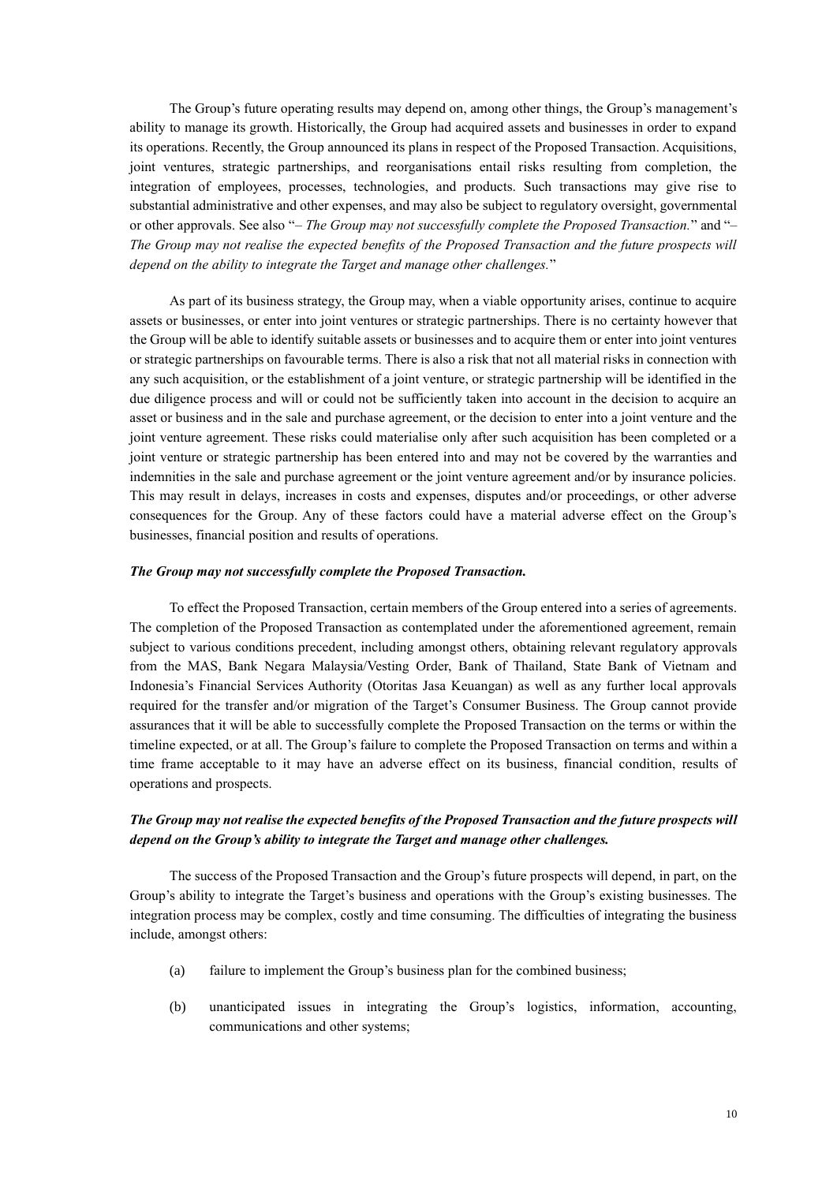The Group's future operating results may depend on, among other things, the Group's management's ability to manage its growth. Historically, the Group had acquired assets and businesses in order to expand its operations. Recently, the Group announced its plans in respect of the Proposed Transaction. Acquisitions, joint ventures, strategic partnerships, and reorganisations entail risks resulting from completion, the integration of employees, processes, technologies, and products. Such transactions may give rise to substantial administrative and other expenses, and may also be subject to regulatory oversight, governmental or other approvals. See also "*– The Group may not successfully complete the Proposed Transaction.*" and "*– The Group may not realise the expected benefits of the Proposed Transaction and the future prospects will depend on the ability to integrate the Target and manage other challenges.*"

As part of its business strategy, the Group may, when a viable opportunity arises, continue to acquire assets or businesses, or enter into joint ventures or strategic partnerships. There is no certainty however that the Group will be able to identify suitable assets or businesses and to acquire them or enter into joint ventures or strategic partnerships on favourable terms. There is also a risk that not all material risks in connection with any such acquisition, or the establishment of a joint venture, or strategic partnership will be identified in the due diligence process and will or could not be sufficiently taken into account in the decision to acquire an asset or business and in the sale and purchase agreement, or the decision to enter into a joint venture and the joint venture agreement. These risks could materialise only after such acquisition has been completed or a joint venture or strategic partnership has been entered into and may not be covered by the warranties and indemnities in the sale and purchase agreement or the joint venture agreement and/or by insurance policies. This may result in delays, increases in costs and expenses, disputes and/or proceedings, or other adverse consequences for the Group. Any of these factors could have a material adverse effect on the Group's businesses, financial position and results of operations.

***The Group may not successfully complete the Proposed Transaction.***

To effect the Proposed Transaction, certain members of the Group entered into a series of agreements. The completion of the Proposed Transaction as contemplated under the aforementioned agreement, remain subject to various conditions precedent, including amongst others, obtaining relevant regulatory approvals from the MAS, Bank Negara Malaysia/Vesting Order, Bank of Thailand, State Bank of Vietnam and Indonesia's Financial Services Authority (Otoritas Jasa Keuangan) as well as any further local approvals required for the transfer and/or migration of the Target's Consumer Business. The Group cannot provide assurances that it will be able to successfully complete the Proposed Transaction on the terms or within the timeline expected, or at all. The Group's failure to complete the Proposed Transaction on terms and within a time frame acceptable to it may have an adverse effect on its business, financial condition, results of operations and prospects.

***The Group may not realise the expected benefits of the Proposed Transaction and the future prospects will depend on the Group's ability to integrate the Target and manage other challenges.***

The success of the Proposed Transaction and the Group's future prospects will depend, in part, on the Group's ability to integrate the Target's business and operations with the Group's existing businesses. The integration process may be complex, costly and time consuming. The difficulties of integrating the business include, amongst others:

(a) failure to implement the Group's business plan for the combined business;

(b) unanticipated issues in integrating the Group's logistics, information, accounting, communications and other systems;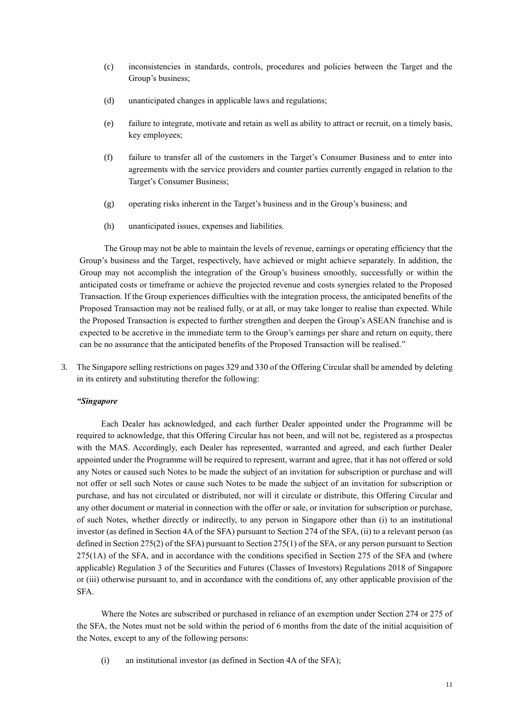(c) inconsistencies in standards, controls, procedures and policies between the Target and the Group's business;

(d) unanticipated changes in applicable laws and regulations;

(e) failure to integrate, motivate and retain as well as ability to attract or recruit, on a timely basis, key employees;

(f) failure to transfer all of the customers in the Target's Consumer Business and to enter into agreements with the service providers and counter parties currently engaged in relation to the Target's Consumer Business;

(g) operating risks inherent in the Target's business and in the Group's business; and

(h) unanticipated issues, expenses and liabilities.

The Group may not be able to maintain the levels of revenue, earnings or operating efficiency that the Group's business and the Target, respectively, have achieved or might achieve separately. In addition, the Group may not accomplish the integration of the Group's business smoothly, successfully or within the anticipated costs or timeframe or achieve the projected revenue and costs synergies related to the Proposed Transaction. If the Group experiences difficulties with the integration process, the anticipated benefits of the Proposed Transaction may not be realised fully, or at all, or may take longer to realise than expected. While the Proposed Transaction is expected to further strengthen and deepen the Group's ASEAN franchise and is expected to be accretive in the immediate term to the Group's earnings per share and return on equity, there can be no assurance that the anticipated benefits of the Proposed Transaction will be realised."

3. The Singapore selling restrictions on pages 329 and 330 of the Offering Circular shall be amended by deleting in its entirety and substituting therefor the following:

***"Singapore***

Each Dealer has acknowledged, and each further Dealer appointed under the Programme will be required to acknowledge, that this Offering Circular has not been, and will not be, registered as a prospectus with the MAS. Accordingly, each Dealer has represented, warranted and agreed, and each further Dealer appointed under the Programme will be required to represent, warrant and agree, that it has not offered or sold any Notes or caused such Notes to be made the subject of an invitation for subscription or purchase and will not offer or sell such Notes or cause such Notes to be made the subject of an invitation for subscription or purchase, and has not circulated or distributed, nor will it circulate or distribute, this Offering Circular and any other document or material in connection with the offer or sale, or invitation for subscription or purchase, of such Notes, whether directly or indirectly, to any person in Singapore other than (i) to an institutional investor (as defined in Section 4A of the SFA) pursuant to Section 274 of the SFA, (ii) to a relevant person (as defined in Section 275(2) of the SFA) pursuant to Section 275(1) of the SFA, or any person pursuant to Section 275(1A) of the SFA, and in accordance with the conditions specified in Section 275 of the SFA and (where applicable) Regulation 3 of the Securities and Futures (Classes of Investors) Regulations 2018 of Singapore or (iii) otherwise pursuant to, and in accordance with the conditions of, any other applicable provision of the SFA.

Where the Notes are subscribed or purchased in reliance of an exemption under Section 274 or 275 of the SFA, the Notes must not be sold within the period of 6 months from the date of the initial acquisition of the Notes, except to any of the following persons:

(i) an institutional investor (as defined in Section 4A of the SFA);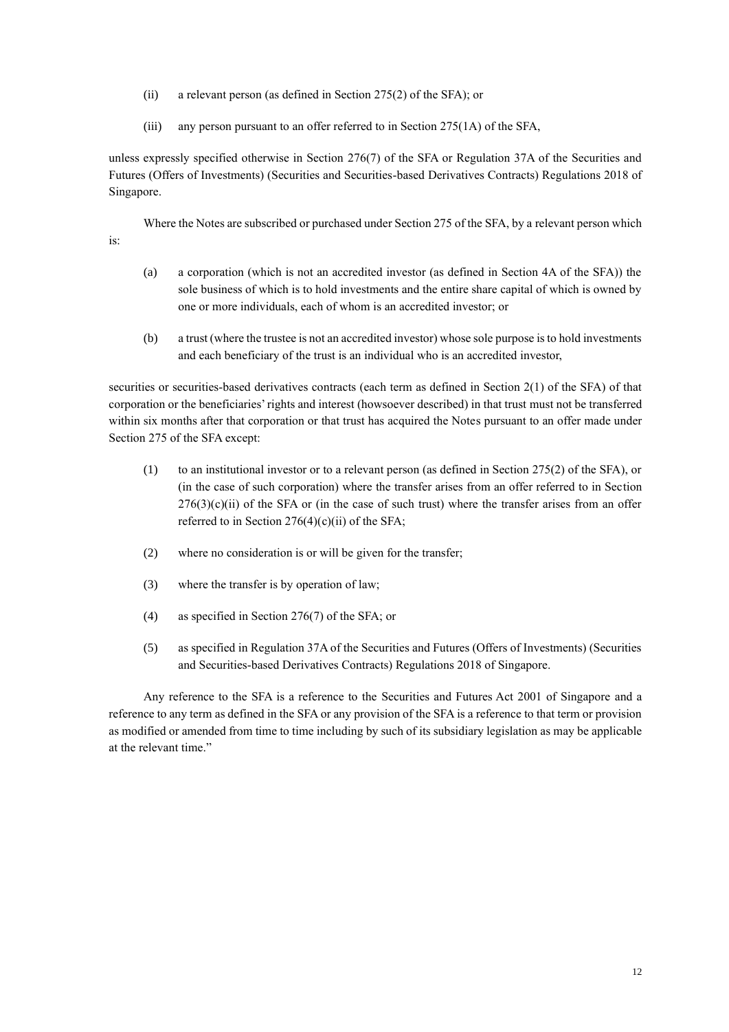(ii) a relevant person (as defined in Section 275(2) of the SFA); or

(iii) any person pursuant to an offer referred to in Section 275(1A) of the SFA,

unless expressly specified otherwise in Section 276(7) of the SFA or Regulation 37A of the Securities and Futures (Offers of Investments) (Securities and Securities-based Derivatives Contracts) Regulations 2018 of Singapore.

Where the Notes are subscribed or purchased under Section 275 of the SFA, by a relevant person which is:

(a) a corporation (which is not an accredited investor (as defined in Section 4A of the SFA)) the sole business of which is to hold investments and the entire share capital of which is owned by one or more individuals, each of whom is an accredited investor; or

(b) a trust (where the trustee is not an accredited investor) whose sole purpose is to hold investments and each beneficiary of the trust is an individual who is an accredited investor,

securities or securities-based derivatives contracts (each term as defined in Section 2(1) of the SFA) of that corporation or the beneficiaries' rights and interest (howsoever described) in that trust must not be transferred within six months after that corporation or that trust has acquired the Notes pursuant to an offer made under Section 275 of the SFA except:

(1) to an institutional investor or to a relevant person (as defined in Section 275(2) of the SFA), or (in the case of such corporation) where the transfer arises from an offer referred to in Section 276(3)(c)(ii) of the SFA or (in the case of such trust) where the transfer arises from an offer referred to in Section 276(4)(c)(ii) of the SFA;

(2) where no consideration is or will be given for the transfer;

(3) where the transfer is by operation of law;

(4) as specified in Section 276(7) of the SFA; or

(5) as specified in Regulation 37A of the Securities and Futures (Offers of Investments) (Securities and Securities-based Derivatives Contracts) Regulations 2018 of Singapore.

Any reference to the SFA is a reference to the Securities and Futures Act 2001 of Singapore and a reference to any term as defined in the SFA or any provision of the SFA is a reference to that term or provision as modified or amended from time to time including by such of its subsidiary legislation as may be applicable at the relevant time."